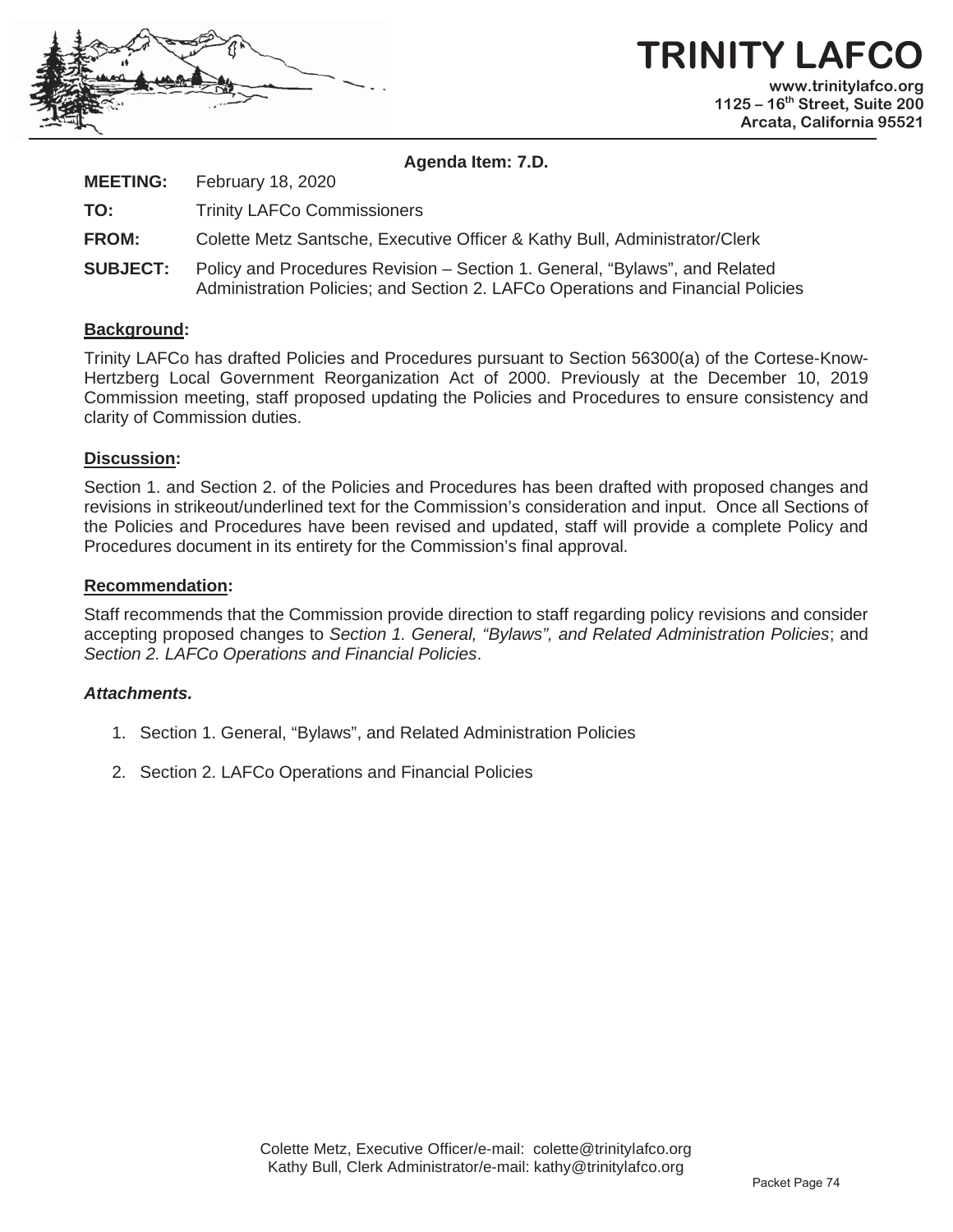# TRINITY LAFCO

www.trinitylafco.org
1125 – 16th Street, Suite 200
Arcata, California 95521

**Agenda Item: 7.D.**

**MEETING:** February 18, 2020

**TO:** Trinity LAFCo Commissioners

**FROM:** Colette Metz Santsche, Executive Officer & Kathy Bull, Administrator/Clerk

**SUBJECT:** Policy and Procedures Revision – Section 1. General, "Bylaws", and Related Administration Policies; and Section 2. LAFCo Operations and Financial Policies

## Background:

Trinity LAFCo has drafted Policies and Procedures pursuant to Section 56300(a) of the Cortese-Know-Hertzberg Local Government Reorganization Act of 2000. Previously at the December 10, 2019 Commission meeting, staff proposed updating the Policies and Procedures to ensure consistency and clarity of Commission duties.

## Discussion:

Section 1. and Section 2. of the Policies and Procedures has been drafted with proposed changes and revisions in strikeout/underlined text for the Commission's consideration and input. Once all Sections of the Policies and Procedures have been revised and updated, staff will provide a complete Policy and Procedures document in its entirety for the Commission's final approval.

## Recommendation:

Staff recommends that the Commission provide direction to staff regarding policy revisions and consider accepting proposed changes to *Section 1. General, "Bylaws", and Related Administration Policies*; and *Section 2. LAFCo Operations and Financial Policies*.

***Attachments.***

1. Section 1. General, "Bylaws", and Related Administration Policies
2. Section 2. LAFCo Operations and Financial Policies

Colette Metz, Executive Officer/e-mail: colette@trinitylafco.org
Kathy Bull, Clerk Administrator/e-mail: kathy@trinitylafco.org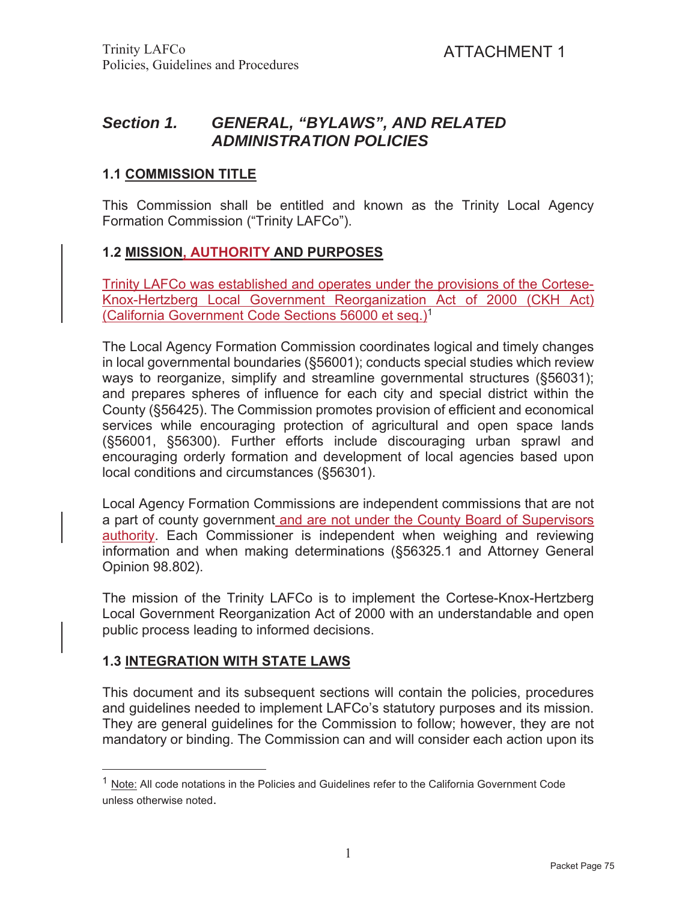ATTACHMENT 1

## Section 1. GENERAL, "BYLAWS", AND RELATED ADMINISTRATION POLICIES

### 1.1 COMMISSION TITLE

This Commission shall be entitled and known as the Trinity Local Agency Formation Commission ("Trinity LAFCo").

### 1.2 MISSION, AUTHORITY AND PURPOSES

Trinity LAFCo was established and operates under the provisions of the Cortese-Knox-Hertzberg Local Government Reorganization Act of 2000 (CKH Act) (California Government Code Sections 56000 et seq.)[1]

The Local Agency Formation Commission coordinates logical and timely changes in local governmental boundaries (§56001); conducts special studies which review ways to reorganize, simplify and streamline governmental structures (§56031); and prepares spheres of influence for each city and special district within the County (§56425). The Commission promotes provision of efficient and economical services while encouraging protection of agricultural and open space lands (§56001, §56300). Further efforts include discouraging urban sprawl and encouraging orderly formation and development of local agencies based upon local conditions and circumstances (§56301).

Local Agency Formation Commissions are independent commissions that are not a part of county government and are not under the County Board of Supervisors authority. Each Commissioner is independent when weighing and reviewing information and when making determinations (§56325.1 and Attorney General Opinion 98.802).

The mission of the Trinity LAFCo is to implement the Cortese-Knox-Hertzberg Local Government Reorganization Act of 2000 with an understandable and open public process leading to informed decisions.

### 1.3 INTEGRATION WITH STATE LAWS

This document and its subsequent sections will contain the policies, procedures and guidelines needed to implement LAFCo's statutory purposes and its mission. They are general guidelines for the Commission to follow; however, they are not mandatory or binding. The Commission can and will consider each action upon its

[1] Note: All code notations in the Policies and Guidelines refer to the California Government Code unless otherwise noted.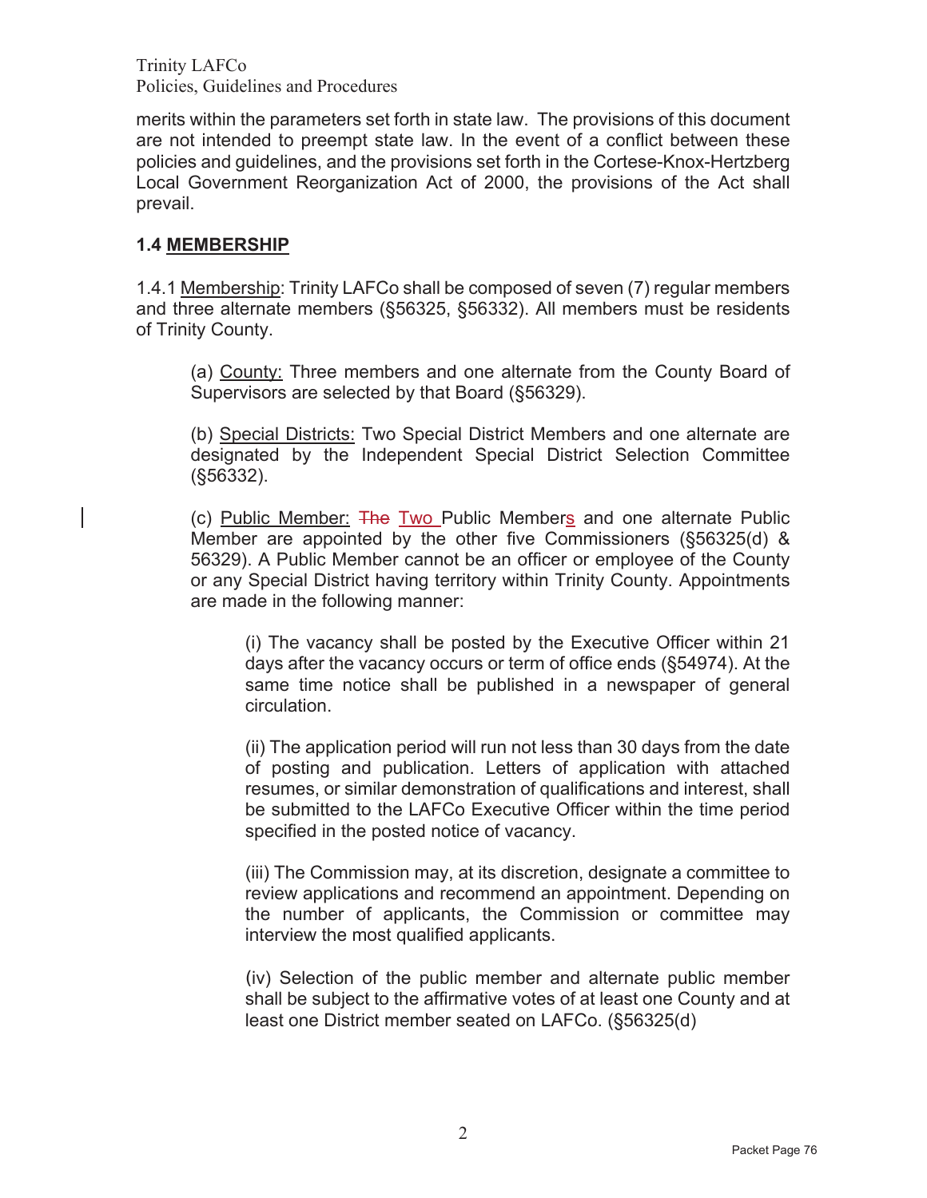merits within the parameters set forth in state law. The provisions of this document are not intended to preempt state law. In the event of a conflict between these policies and guidelines, and the provisions set forth in the Cortese-Knox-Hertzberg Local Government Reorganization Act of 2000, the provisions of the Act shall prevail.

### 1.4 MEMBERSHIP

1.4.1 Membership: Trinity LAFCo shall be composed of seven (7) regular members and three alternate members (§56325, §56332). All members must be residents of Trinity County.

(a) County: Three members and one alternate from the County Board of Supervisors are selected by that Board (§56329).

(b) Special Districts: Two Special District Members and one alternate are designated by the Independent Special District Selection Committee (§56332).

(c) Public Member: ~~The~~ Two Public Members and one alternate Public Member are appointed by the other five Commissioners (§56325(d) & 56329). A Public Member cannot be an officer or employee of the County or any Special District having territory within Trinity County. Appointments are made in the following manner:

(i) The vacancy shall be posted by the Executive Officer within 21 days after the vacancy occurs or term of office ends (§54974). At the same time notice shall be published in a newspaper of general circulation.

(ii) The application period will run not less than 30 days from the date of posting and publication. Letters of application with attached resumes, or similar demonstration of qualifications and interest, shall be submitted to the LAFCo Executive Officer within the time period specified in the posted notice of vacancy.

(iii) The Commission may, at its discretion, designate a committee to review applications and recommend an appointment. Depending on the number of applicants, the Commission or committee may interview the most qualified applicants.

(iv) Selection of the public member and alternate public member shall be subject to the affirmative votes of at least one County and at least one District member seated on LAFCo. (§56325(d)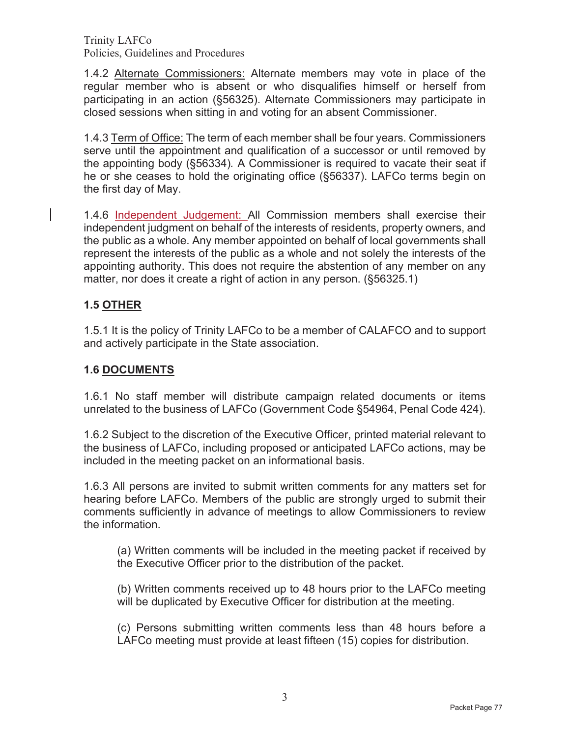1.4.2 Alternate Commissioners: Alternate members may vote in place of the regular member who is absent or who disqualifies himself or herself from participating in an action (§56325). Alternate Commissioners may participate in closed sessions when sitting in and voting for an absent Commissioner.

1.4.3 Term of Office: The term of each member shall be four years. Commissioners serve until the appointment and qualification of a successor or until removed by the appointing body (§56334). A Commissioner is required to vacate their seat if he or she ceases to hold the originating office (§56337). LAFCo terms begin on the first day of May.

1.4.6 Independent Judgement: All Commission members shall exercise their independent judgment on behalf of the interests of residents, property owners, and the public as a whole. Any member appointed on behalf of local governments shall represent the interests of the public as a whole and not solely the interests of the appointing authority. This does not require the abstention of any member on any matter, nor does it create a right of action in any person. (§56325.1)

### 1.5 OTHER

1.5.1 It is the policy of Trinity LAFCo to be a member of CALAFCO and to support and actively participate in the State association.

### 1.6 DOCUMENTS

1.6.1 No staff member will distribute campaign related documents or items unrelated to the business of LAFCo (Government Code §54964, Penal Code 424).

1.6.2 Subject to the discretion of the Executive Officer, printed material relevant to the business of LAFCo, including proposed or anticipated LAFCo actions, may be included in the meeting packet on an informational basis.

1.6.3 All persons are invited to submit written comments for any matters set for hearing before LAFCo. Members of the public are strongly urged to submit their comments sufficiently in advance of meetings to allow Commissioners to review the information.

(a) Written comments will be included in the meeting packet if received by the Executive Officer prior to the distribution of the packet.

(b) Written comments received up to 48 hours prior to the LAFCo meeting will be duplicated by Executive Officer for distribution at the meeting.

(c) Persons submitting written comments less than 48 hours before a LAFCo meeting must provide at least fifteen (15) copies for distribution.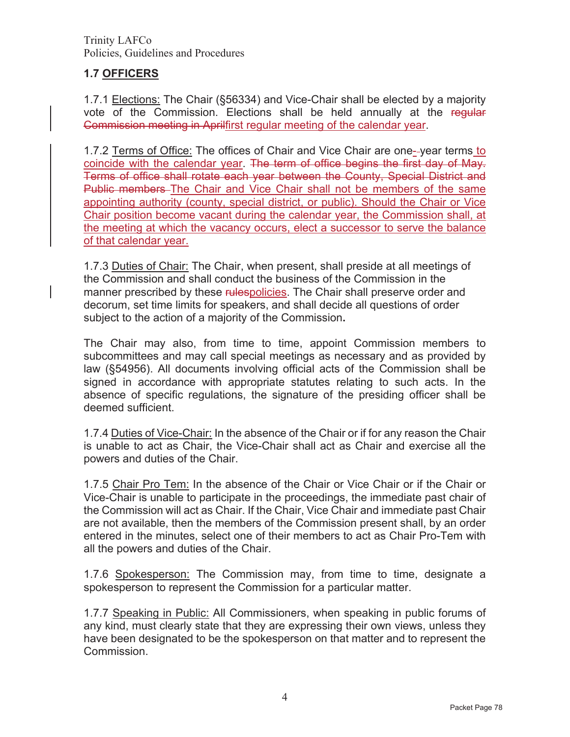## 1.7 OFFICERS

1.7.1 Elections: The Chair (§56334) and Vice-Chair shall be elected by a majority vote of the Commission. Elections shall be held annually at the ~~regular Commission meeting in April~~first regular meeting of the calendar year.

1.7.2 Terms of Office: The offices of Chair and Vice Chair are one-~~-~~year terms to coincide with the calendar year. ~~The term of office begins the first day of May. Terms of office shall rotate each year between the County, Special District and Public members~~ The Chair and Vice Chair shall not be members of the same appointing authority (county, special district, or public). Should the Chair or Vice Chair position become vacant during the calendar year, the Commission shall, at the meeting at which the vacancy occurs, elect a successor to serve the balance of that calendar year.

1.7.3 Duties of Chair: The Chair, when present, shall preside at all meetings of the Commission and shall conduct the business of the Commission in the manner prescribed by these ~~rules~~policies. The Chair shall preserve order and decorum, set time limits for speakers, and shall decide all questions of order subject to the action of a majority of the Commission.

The Chair may also, from time to time, appoint Commission members to subcommittees and may call special meetings as necessary and as provided by law (§54956). All documents involving official acts of the Commission shall be signed in accordance with appropriate statutes relating to such acts. In the absence of specific regulations, the signature of the presiding officer shall be deemed sufficient.

1.7.4 Duties of Vice-Chair: In the absence of the Chair or if for any reason the Chair is unable to act as Chair, the Vice-Chair shall act as Chair and exercise all the powers and duties of the Chair.

1.7.5 Chair Pro Tem: In the absence of the Chair or Vice Chair or if the Chair or Vice-Chair is unable to participate in the proceedings, the immediate past chair of the Commission will act as Chair. If the Chair, Vice Chair and immediate past Chair are not available, then the members of the Commission present shall, by an order entered in the minutes, select one of their members to act as Chair Pro-Tem with all the powers and duties of the Chair.

1.7.6 Spokesperson: The Commission may, from time to time, designate a spokesperson to represent the Commission for a particular matter.

1.7.7 Speaking in Public: All Commissioners, when speaking in public forums of any kind, must clearly state that they are expressing their own views, unless they have been designated to be the spokesperson on that matter and to represent the Commission.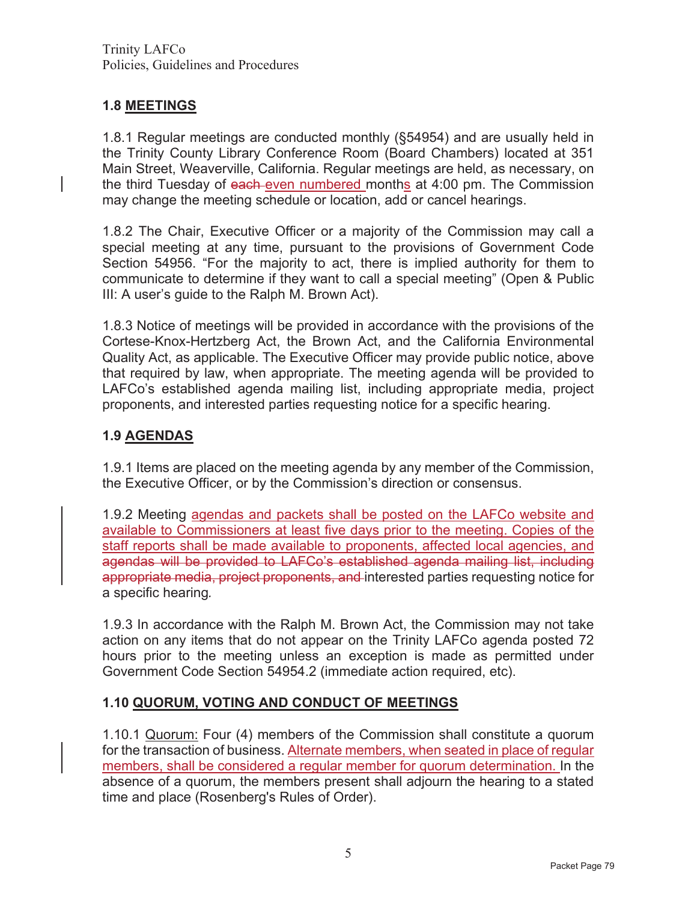## 1.8 MEETINGS

1.8.1 Regular meetings are conducted monthly (§54954) and are usually held in the Trinity County Library Conference Room (Board Chambers) located at 351 Main Street, Weaverville, California. Regular meetings are held, as necessary, on the third Tuesday of ~~each~~ even numbered months at 4:00 pm. The Commission may change the meeting schedule or location, add or cancel hearings.

1.8.2 The Chair, Executive Officer or a majority of the Commission may call a special meeting at any time, pursuant to the provisions of Government Code Section 54956. "For the majority to act, there is implied authority for them to communicate to determine if they want to call a special meeting" (Open & Public III: A user's guide to the Ralph M. Brown Act).

1.8.3 Notice of meetings will be provided in accordance with the provisions of the Cortese-Knox-Hertzberg Act, the Brown Act, and the California Environmental Quality Act, as applicable. The Executive Officer may provide public notice, above that required by law, when appropriate. The meeting agenda will be provided to LAFCo's established agenda mailing list, including appropriate media, project proponents, and interested parties requesting notice for a specific hearing.

## 1.9 AGENDAS

1.9.1 Items are placed on the meeting agenda by any member of the Commission, the Executive Officer, or by the Commission's direction or consensus.

1.9.2 Meeting agendas and packets shall be posted on the LAFCo website and available to Commissioners at least five days prior to the meeting. Copies of the staff reports shall be made available to proponents, affected local agencies, and ~~agendas will be provided to LAFCo's established agenda mailing list, including appropriate media, project proponents, and~~ interested parties requesting notice for a specific hearing.

1.9.3 In accordance with the Ralph M. Brown Act, the Commission may not take action on any items that do not appear on the Trinity LAFCo agenda posted 72 hours prior to the meeting unless an exception is made as permitted under Government Code Section 54954.2 (immediate action required, etc).

## 1.10 QUORUM, VOTING AND CONDUCT OF MEETINGS

1.10.1 Quorum: Four (4) members of the Commission shall constitute a quorum for the transaction of business. Alternate members, when seated in place of regular members, shall be considered a regular member for quorum determination. In the absence of a quorum, the members present shall adjourn the hearing to a stated time and place (Rosenberg's Rules of Order).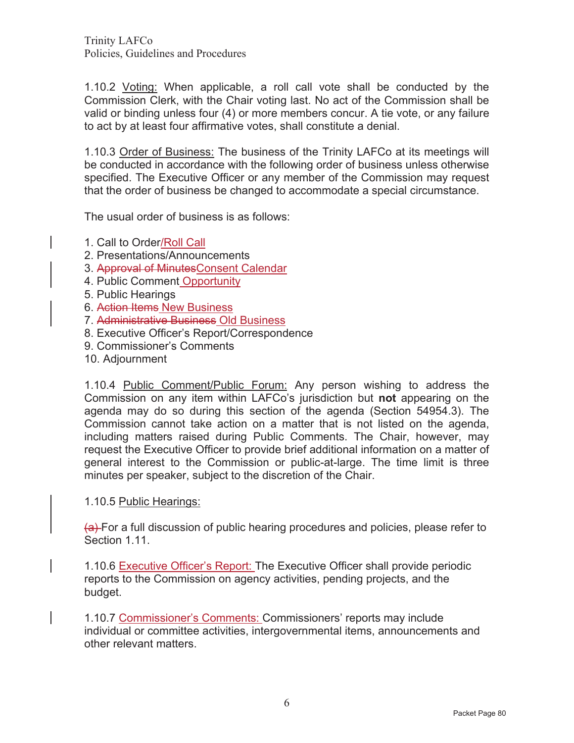1.10.2 Voting: When applicable, a roll call vote shall be conducted by the Commission Clerk, with the Chair voting last. No act of the Commission shall be valid or binding unless four (4) or more members concur. A tie vote, or any failure to act by at least four affirmative votes, shall constitute a denial.

1.10.3 Order of Business: The business of the Trinity LAFCo at its meetings will be conducted in accordance with the following order of business unless otherwise specified. The Executive Officer or any member of the Commission may request that the order of business be changed to accommodate a special circumstance.

The usual order of business is as follows:

1. Call to Order/Roll Call
2. Presentations/Announcements
3. ~~Approval of Minutes~~Consent Calendar
4. Public Comment Opportunity
5. Public Hearings
6. ~~Action Items~~ New Business
7. ~~Administrative Business~~ Old Business
8. Executive Officer's Report/Correspondence
9. Commissioner's Comments
10. Adjournment

1.10.4 Public Comment/Public Forum: Any person wishing to address the Commission on any item within LAFCo's jurisdiction but **not** appearing on the agenda may do so during this section of the agenda (Section 54954.3). The Commission cannot take action on a matter that is not listed on the agenda, including matters raised during Public Comments. The Chair, however, may request the Executive Officer to provide brief additional information on a matter of general interest to the Commission or public-at-large. The time limit is three minutes per speaker, subject to the discretion of the Chair.

1.10.5 Public Hearings:

~~(a)~~ For a full discussion of public hearing procedures and policies, please refer to Section 1.11.

1.10.6 Executive Officer's Report: The Executive Officer shall provide periodic reports to the Commission on agency activities, pending projects, and the budget.

1.10.7 Commissioner's Comments: Commissioners' reports may include individual or committee activities, intergovernmental items, announcements and other relevant matters.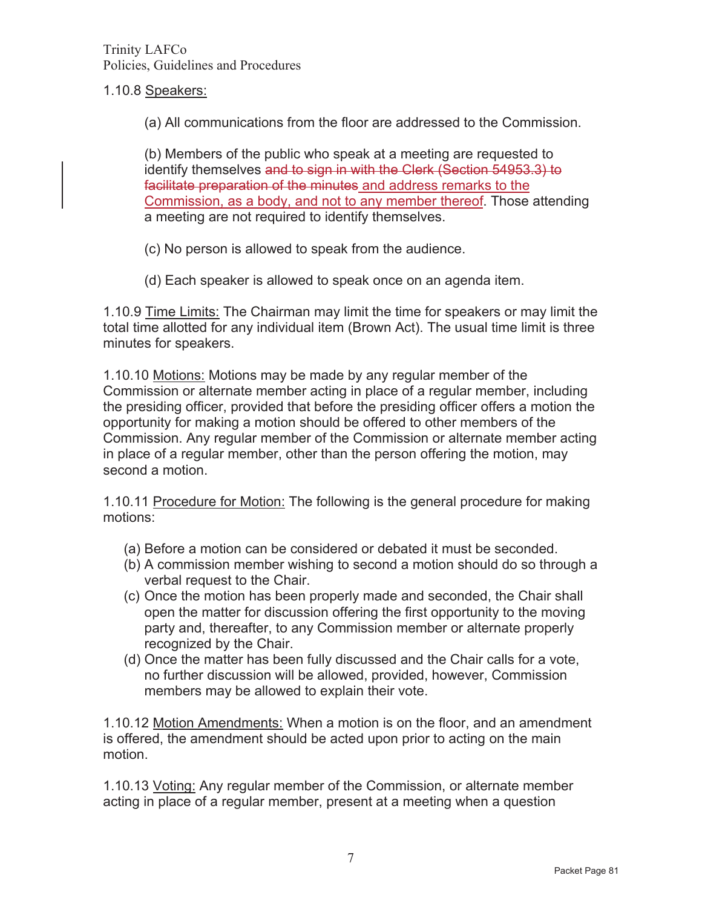1.10.8 Speakers:

(a) All communications from the floor are addressed to the Commission.

(b) Members of the public who speak at a meeting are requested to identify themselves ~~and to sign in with the Clerk (Section 54953.3) to facilitate preparation of the minutes~~ and address remarks to the Commission, as a body, and not to any member thereof. Those attending a meeting are not required to identify themselves.

(c) No person is allowed to speak from the audience.

(d) Each speaker is allowed to speak once on an agenda item.

1.10.9 Time Limits: The Chairman may limit the time for speakers or may limit the total time allotted for any individual item (Brown Act). The usual time limit is three minutes for speakers.

1.10.10 Motions: Motions may be made by any regular member of the Commission or alternate member acting in place of a regular member, including the presiding officer, provided that before the presiding officer offers a motion the opportunity for making a motion should be offered to other members of the Commission. Any regular member of the Commission or alternate member acting in place of a regular member, other than the person offering the motion, may second a motion.

1.10.11 Procedure for Motion: The following is the general procedure for making motions:

(a) Before a motion can be considered or debated it must be seconded.
(b) A commission member wishing to second a motion should do so through a verbal request to the Chair.
(c) Once the motion has been properly made and seconded, the Chair shall open the matter for discussion offering the first opportunity to the moving party and, thereafter, to any Commission member or alternate properly recognized by the Chair.
(d) Once the matter has been fully discussed and the Chair calls for a vote, no further discussion will be allowed, provided, however, Commission members may be allowed to explain their vote.

1.10.12 Motion Amendments: When a motion is on the floor, and an amendment is offered, the amendment should be acted upon prior to acting on the main motion.

1.10.13 Voting: Any regular member of the Commission, or alternate member acting in place of a regular member, present at a meeting when a question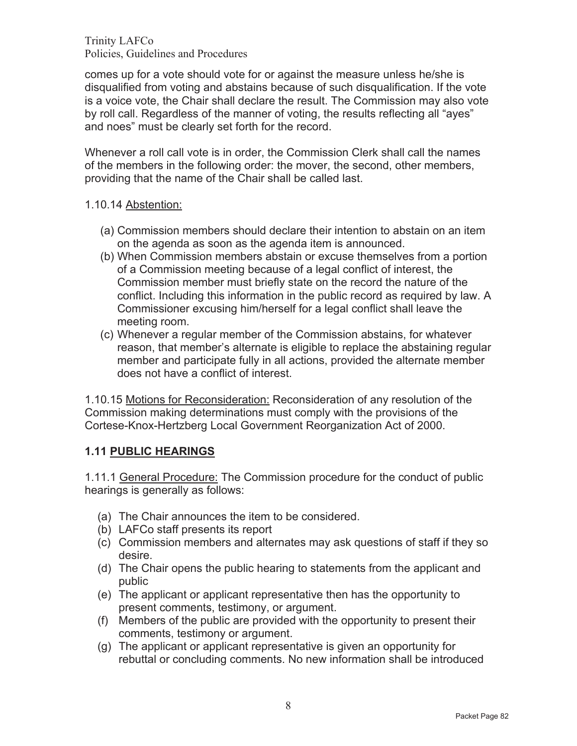comes up for a vote should vote for or against the measure unless he/she is disqualified from voting and abstains because of such disqualification. If the vote is a voice vote, the Chair shall declare the result. The Commission may also vote by roll call. Regardless of the manner of voting, the results reflecting all "ayes" and noes" must be clearly set forth for the record.

Whenever a roll call vote is in order, the Commission Clerk shall call the names of the members in the following order: the mover, the second, other members, providing that the name of the Chair shall be called last.

1.10.14 Abstention:

(a) Commission members should declare their intention to abstain on an item on the agenda as soon as the agenda item is announced.
(b) When Commission members abstain or excuse themselves from a portion of a Commission meeting because of a legal conflict of interest, the Commission member must briefly state on the record the nature of the conflict. Including this information in the public record as required by law. A Commissioner excusing him/herself for a legal conflict shall leave the meeting room.
(c) Whenever a regular member of the Commission abstains, for whatever reason, that member's alternate is eligible to replace the abstaining regular member and participate fully in all actions, provided the alternate member does not have a conflict of interest.

1.10.15 Motions for Reconsideration: Reconsideration of any resolution of the Commission making determinations must comply with the provisions of the Cortese-Knox-Hertzberg Local Government Reorganization Act of 2000.

## 1.11 PUBLIC HEARINGS

1.11.1 General Procedure: The Commission procedure for the conduct of public hearings is generally as follows:

(a) The Chair announces the item to be considered.
(b) LAFCo staff presents its report
(c) Commission members and alternates may ask questions of staff if they so desire.
(d) The Chair opens the public hearing to statements from the applicant and public
(e) The applicant or applicant representative then has the opportunity to present comments, testimony, or argument.
(f) Members of the public are provided with the opportunity to present their comments, testimony or argument.
(g) The applicant or applicant representative is given an opportunity for rebuttal or concluding comments. No new information shall be introduced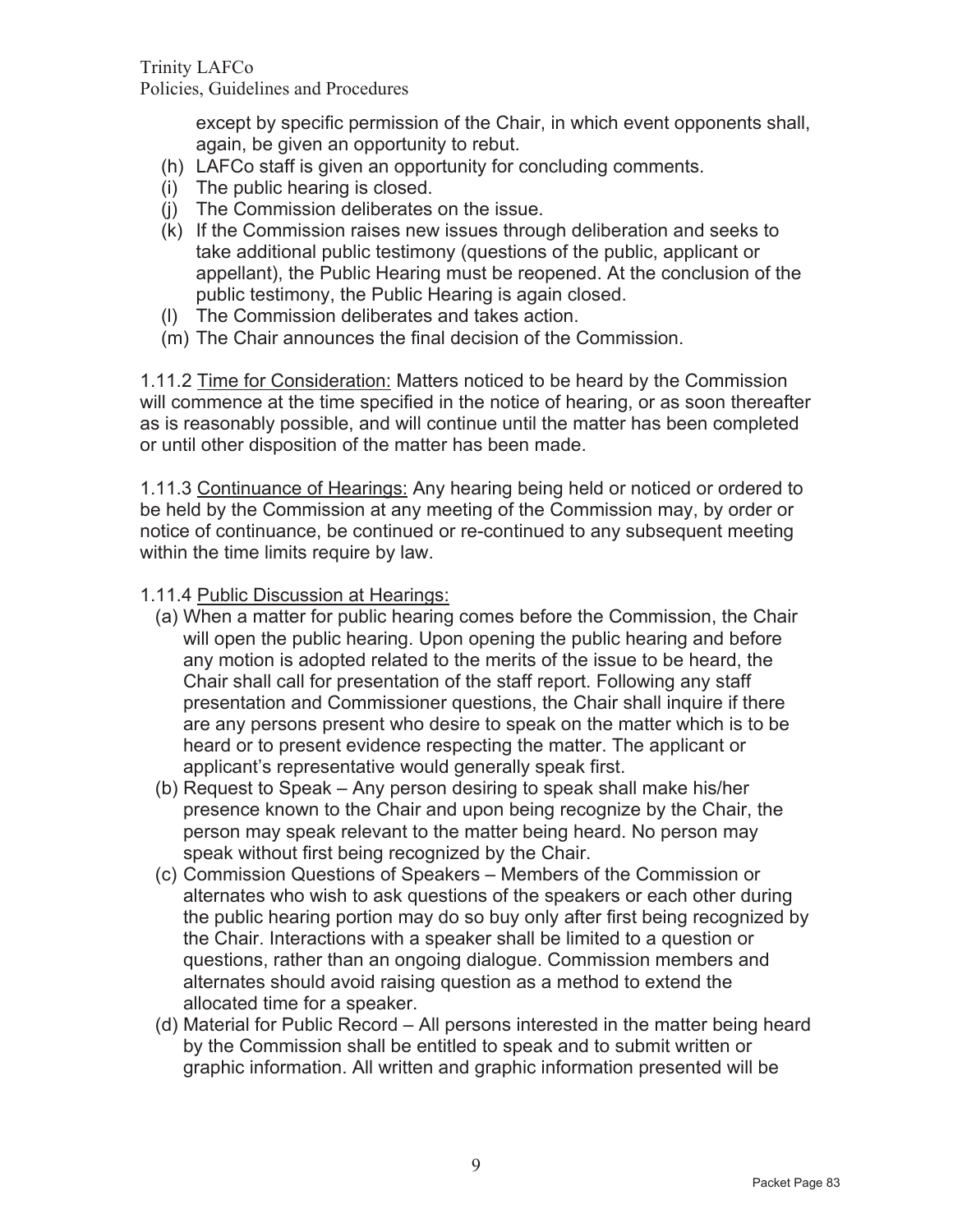except by specific permission of the Chair, in which event opponents shall, again, be given an opportunity to rebut.

(h) LAFCo staff is given an opportunity for concluding comments.
(i) The public hearing is closed.
(j) The Commission deliberates on the issue.
(k) If the Commission raises new issues through deliberation and seeks to take additional public testimony (questions of the public, applicant or appellant), the Public Hearing must be reopened. At the conclusion of the public testimony, the Public Hearing is again closed.
(l) The Commission deliberates and takes action.
(m) The Chair announces the final decision of the Commission.

1.11.2 Time for Consideration: Matters noticed to be heard by the Commission will commence at the time specified in the notice of hearing, or as soon thereafter as is reasonably possible, and will continue until the matter has been completed or until other disposition of the matter has been made.

1.11.3 Continuance of Hearings: Any hearing being held or noticed or ordered to be held by the Commission at any meeting of the Commission may, by order or notice of continuance, be continued or re-continued to any subsequent meeting within the time limits require by law.

1.11.4 Public Discussion at Hearings:

(a) When a matter for public hearing comes before the Commission, the Chair will open the public hearing. Upon opening the public hearing and before any motion is adopted related to the merits of the issue to be heard, the Chair shall call for presentation of the staff report. Following any staff presentation and Commissioner questions, the Chair shall inquire if there are any persons present who desire to speak on the matter which is to be heard or to present evidence respecting the matter. The applicant or applicant's representative would generally speak first.
(b) Request to Speak – Any person desiring to speak shall make his/her presence known to the Chair and upon being recognize by the Chair, the person may speak relevant to the matter being heard. No person may speak without first being recognized by the Chair.
(c) Commission Questions of Speakers – Members of the Commission or alternates who wish to ask questions of the speakers or each other during the public hearing portion may do so buy only after first being recognized by the Chair. Interactions with a speaker shall be limited to a question or questions, rather than an ongoing dialogue. Commission members and alternates should avoid raising question as a method to extend the allocated time for a speaker.
(d) Material for Public Record – All persons interested in the matter being heard by the Commission shall be entitled to speak and to submit written or graphic information. All written and graphic information presented will be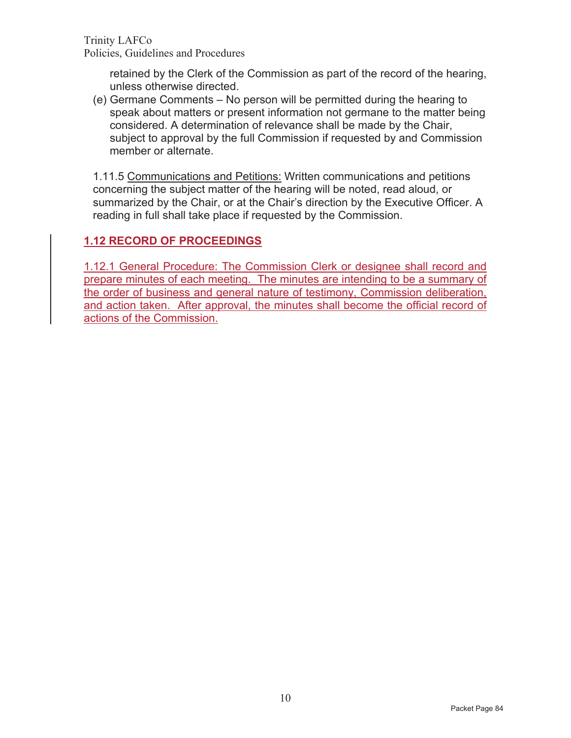retained by the Clerk of the Commission as part of the record of the hearing, unless otherwise directed.

(e) Germane Comments – No person will be permitted during the hearing to speak about matters or present information not germane to the matter being considered. A determination of relevance shall be made by the Chair, subject to approval by the full Commission if requested by and Commission member or alternate.

1.11.5 Communications and Petitions: Written communications and petitions concerning the subject matter of the hearing will be noted, read aloud, or summarized by the Chair, or at the Chair's direction by the Executive Officer. A reading in full shall take place if requested by the Commission.

## 1.12 RECORD OF PROCEEDINGS

1.12.1 General Procedure: The Commission Clerk or designee shall record and prepare minutes of each meeting. The minutes are intending to be a summary of the order of business and general nature of testimony, Commission deliberation, and action taken. After approval, the minutes shall become the official record of actions of the Commission.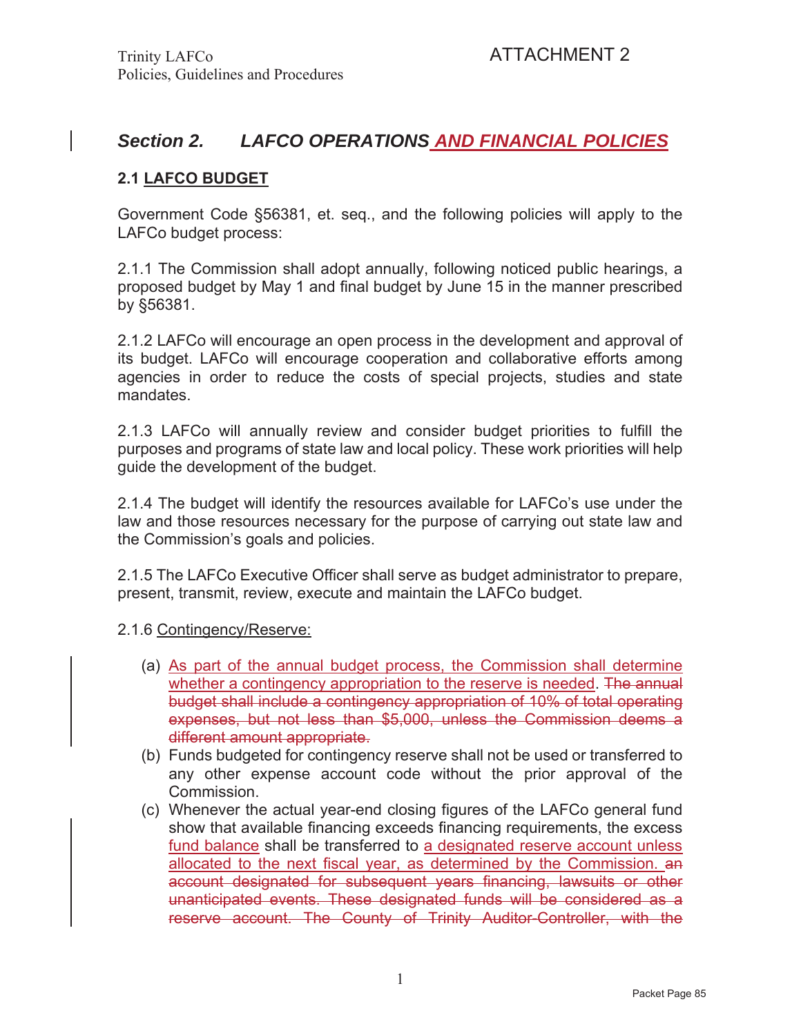# *Section 2. LAFCO OPERATIONS AND FINANCIAL POLICIES*

## 2.1 LAFCO BUDGET

Government Code §56381, et. seq., and the following policies will apply to the LAFCo budget process:

2.1.1 The Commission shall adopt annually, following noticed public hearings, a proposed budget by May 1 and final budget by June 15 in the manner prescribed by §56381.

2.1.2 LAFCo will encourage an open process in the development and approval of its budget. LAFCo will encourage cooperation and collaborative efforts among agencies in order to reduce the costs of special projects, studies and state mandates.

2.1.3 LAFCo will annually review and consider budget priorities to fulfill the purposes and programs of state law and local policy. These work priorities will help guide the development of the budget.

2.1.4 The budget will identify the resources available for LAFCo's use under the law and those resources necessary for the purpose of carrying out state law and the Commission's goals and policies.

2.1.5 The LAFCo Executive Officer shall serve as budget administrator to prepare, present, transmit, review, execute and maintain the LAFCo budget.

2.1.6 Contingency/Reserve:

(a) As part of the annual budget process, the Commission shall determine whether a contingency appropriation to the reserve is needed. ~~The annual budget shall include a contingency appropriation of 10% of total operating expenses, but not less than $5,000, unless the Commission deems a different amount appropriate.~~

(b) Funds budgeted for contingency reserve shall not be used or transferred to any other expense account code without the prior approval of the Commission.

(c) Whenever the actual year-end closing figures of the LAFCo general fund show that available financing exceeds financing requirements, the excess fund balance shall be transferred to a designated reserve account unless allocated to the next fiscal year, as determined by the Commission. ~~an account designated for subsequent years financing, lawsuits or other unanticipated events. These designated funds will be considered as a reserve account. The County of Trinity Auditor-Controller, with the~~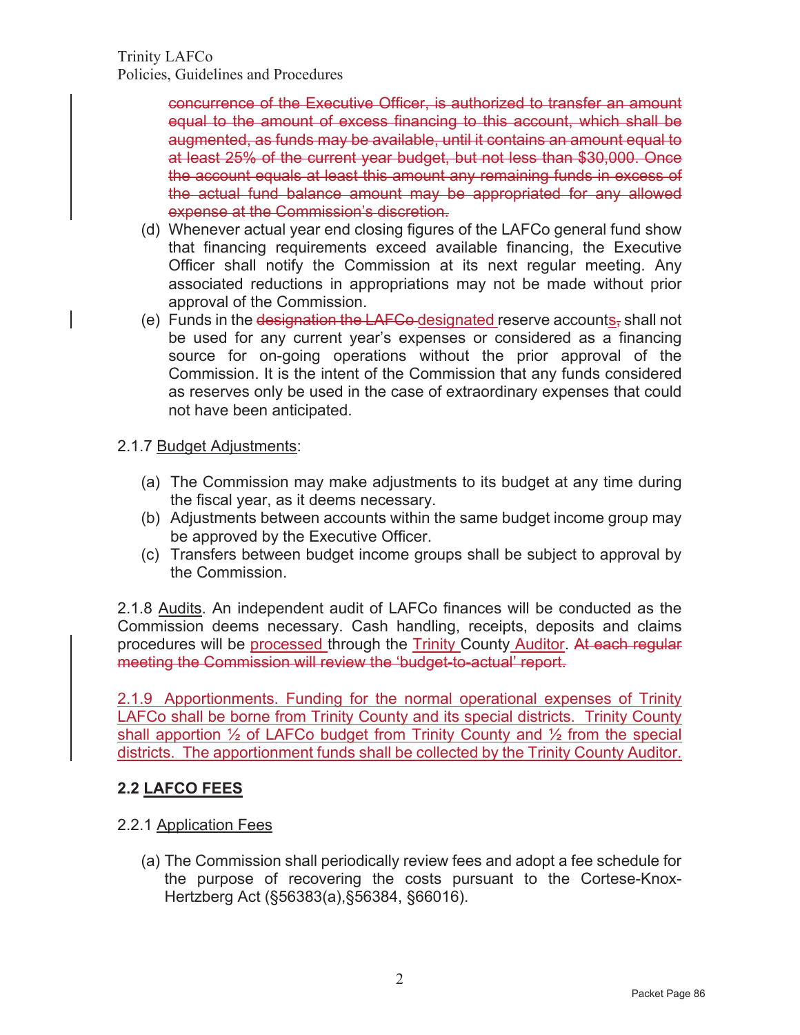~~concurrence of the Executive Officer, is authorized to transfer an amount equal to the amount of excess financing to this account, which shall be augmented, as funds may be available, until it contains an amount equal to at least 25% of the current year budget, but not less than $30,000. Once the account equals at least this amount any remaining funds in excess of the actual fund balance amount may be appropriated for any allowed expense at the Commission's discretion.~~

(d) Whenever actual year end closing figures of the LAFCo general fund show that financing requirements exceed available financing, the Executive Officer shall notify the Commission at its next regular meeting. Any associated reductions in appropriations may not be made without prior approval of the Commission.

(e) Funds in the ~~designation the LAFCo~~ designated reserve accounts~~,~~ shall not be used for any current year's expenses or considered as a financing source for on-going operations without the prior approval of the Commission. It is the intent of the Commission that any funds considered as reserves only be used in the case of extraordinary expenses that could not have been anticipated.

2.1.7 Budget Adjustments:

(a) The Commission may make adjustments to its budget at any time during the fiscal year, as it deems necessary.
(b) Adjustments between accounts within the same budget income group may be approved by the Executive Officer.
(c) Transfers between budget income groups shall be subject to approval by the Commission.

2.1.8 Audits. An independent audit of LAFCo finances will be conducted as the Commission deems necessary. Cash handling, receipts, deposits and claims procedures will be processed through the Trinity County Auditor. ~~At each regular meeting the Commission will review the 'budget-to-actual' report.~~

2.1.9 Apportionments. Funding for the normal operational expenses of Trinity LAFCo shall be borne from Trinity County and its special districts. Trinity County shall apportion ½ of LAFCo budget from Trinity County and ½ from the special districts. The apportionment funds shall be collected by the Trinity County Auditor.

## 2.2 LAFCO FEES

2.2.1 Application Fees

(a) The Commission shall periodically review fees and adopt a fee schedule for the purpose of recovering the costs pursuant to the Cortese-Knox-Hertzberg Act (§56383(a),§56384, §66016).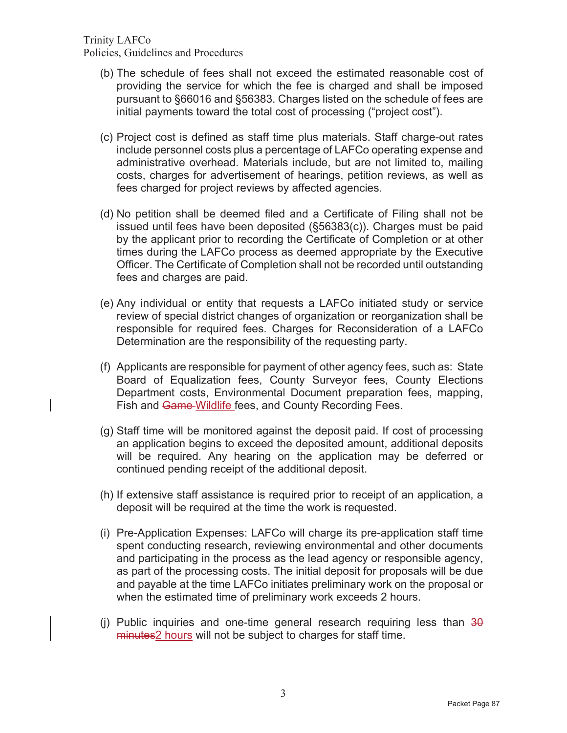(b) The schedule of fees shall not exceed the estimated reasonable cost of providing the service for which the fee is charged and shall be imposed pursuant to §66016 and §56383. Charges listed on the schedule of fees are initial payments toward the total cost of processing ("project cost").

(c) Project cost is defined as staff time plus materials. Staff charge-out rates include personnel costs plus a percentage of LAFCo operating expense and administrative overhead. Materials include, but are not limited to, mailing costs, charges for advertisement of hearings, petition reviews, as well as fees charged for project reviews by affected agencies.

(d) No petition shall be deemed filed and a Certificate of Filing shall not be issued until fees have been deposited (§56383(c)). Charges must be paid by the applicant prior to recording the Certificate of Completion or at other times during the LAFCo process as deemed appropriate by the Executive Officer. The Certificate of Completion shall not be recorded until outstanding fees and charges are paid.

(e) Any individual or entity that requests a LAFCo initiated study or service review of special district changes of organization or reorganization shall be responsible for required fees. Charges for Reconsideration of a LAFCo Determination are the responsibility of the requesting party.

(f) Applicants are responsible for payment of other agency fees, such as: State Board of Equalization fees, County Surveyor fees, County Elections Department costs, Environmental Document preparation fees, mapping, Fish and ~~Game~~ Wildlife fees, and County Recording Fees.

(g) Staff time will be monitored against the deposit paid. If cost of processing an application begins to exceed the deposited amount, additional deposits will be required. Any hearing on the application may be deferred or continued pending receipt of the additional deposit.

(h) If extensive staff assistance is required prior to receipt of an application, a deposit will be required at the time the work is requested.

(i) Pre-Application Expenses: LAFCo will charge its pre-application staff time spent conducting research, reviewing environmental and other documents and participating in the process as the lead agency or responsible agency, as part of the processing costs. The initial deposit for proposals will be due and payable at the time LAFCo initiates preliminary work on the proposal or when the estimated time of preliminary work exceeds 2 hours.

(j) Public inquiries and one-time general research requiring less than ~~30 minutes~~2 hours will not be subject to charges for staff time.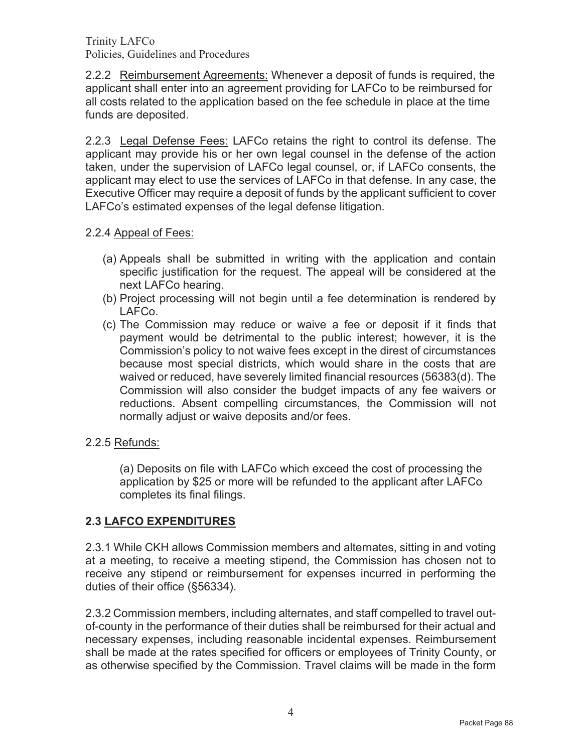2.2.2 Reimbursement Agreements: Whenever a deposit of funds is required, the applicant shall enter into an agreement providing for LAFCo to be reimbursed for all costs related to the application based on the fee schedule in place at the time funds are deposited.

2.2.3 Legal Defense Fees: LAFCo retains the right to control its defense. The applicant may provide his or her own legal counsel in the defense of the action taken, under the supervision of LAFCo legal counsel, or, if LAFCo consents, the applicant may elect to use the services of LAFCo in that defense. In any case, the Executive Officer may require a deposit of funds by the applicant sufficient to cover LAFCo's estimated expenses of the legal defense litigation.

2.2.4 Appeal of Fees:

(a) Appeals shall be submitted in writing with the application and contain specific justification for the request. The appeal will be considered at the next LAFCo hearing.
(b) Project processing will not begin until a fee determination is rendered by LAFCo.
(c) The Commission may reduce or waive a fee or deposit if it finds that payment would be detrimental to the public interest; however, it is the Commission's policy to not waive fees except in the direst of circumstances because most special districts, which would share in the costs that are waived or reduced, have severely limited financial resources (56383(d). The Commission will also consider the budget impacts of any fee waivers or reductions. Absent compelling circumstances, the Commission will not normally adjust or waive deposits and/or fees.

2.2.5 Refunds:

(a) Deposits on file with LAFCo which exceed the cost of processing the application by $25 or more will be refunded to the applicant after LAFCo completes its final filings.

## 2.3 LAFCO EXPENDITURES

2.3.1 While CKH allows Commission members and alternates, sitting in and voting at a meeting, to receive a meeting stipend, the Commission has chosen not to receive any stipend or reimbursement for expenses incurred in performing the duties of their office (§56334).

2.3.2 Commission members, including alternates, and staff compelled to travel out-of-county in the performance of their duties shall be reimbursed for their actual and necessary expenses, including reasonable incidental expenses. Reimbursement shall be made at the rates specified for officers or employees of Trinity County, or as otherwise specified by the Commission. Travel claims will be made in the form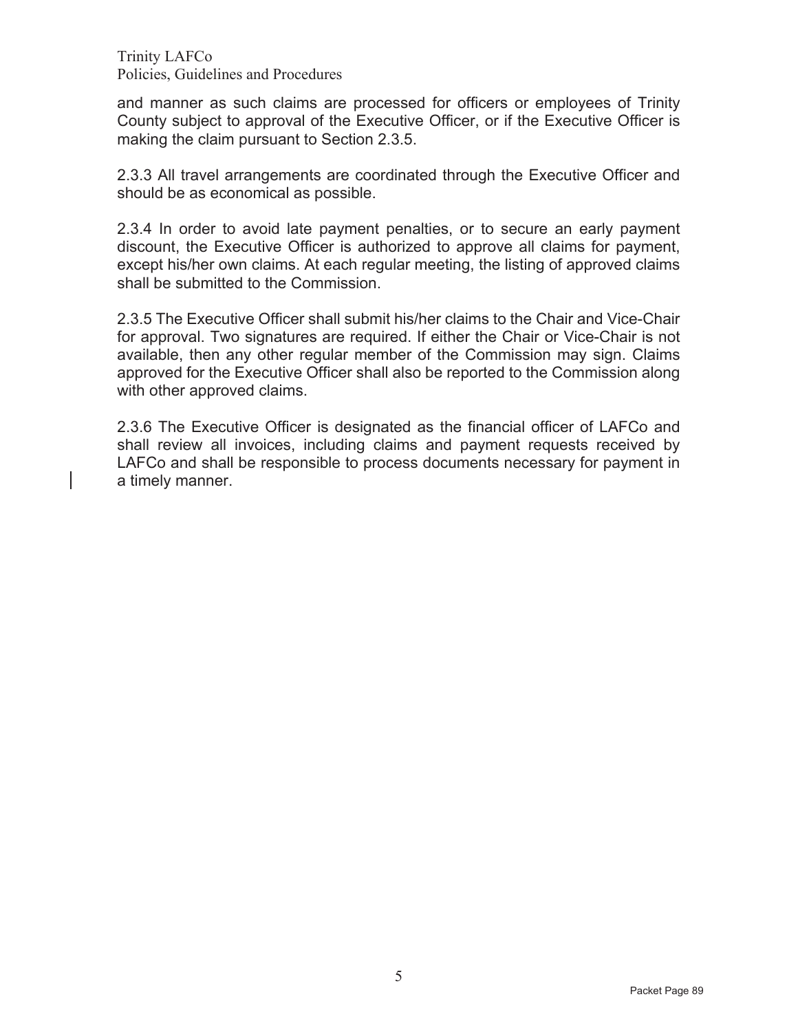and manner as such claims are processed for officers or employees of Trinity County subject to approval of the Executive Officer, or if the Executive Officer is making the claim pursuant to Section 2.3.5.

2.3.3 All travel arrangements are coordinated through the Executive Officer and should be as economical as possible.

2.3.4 In order to avoid late payment penalties, or to secure an early payment discount, the Executive Officer is authorized to approve all claims for payment, except his/her own claims. At each regular meeting, the listing of approved claims shall be submitted to the Commission.

2.3.5 The Executive Officer shall submit his/her claims to the Chair and Vice-Chair for approval. Two signatures are required. If either the Chair or Vice-Chair is not available, then any other regular member of the Commission may sign. Claims approved for the Executive Officer shall also be reported to the Commission along with other approved claims.

2.3.6 The Executive Officer is designated as the financial officer of LAFCo and shall review all invoices, including claims and payment requests received by LAFCo and shall be responsible to process documents necessary for payment in a timely manner.